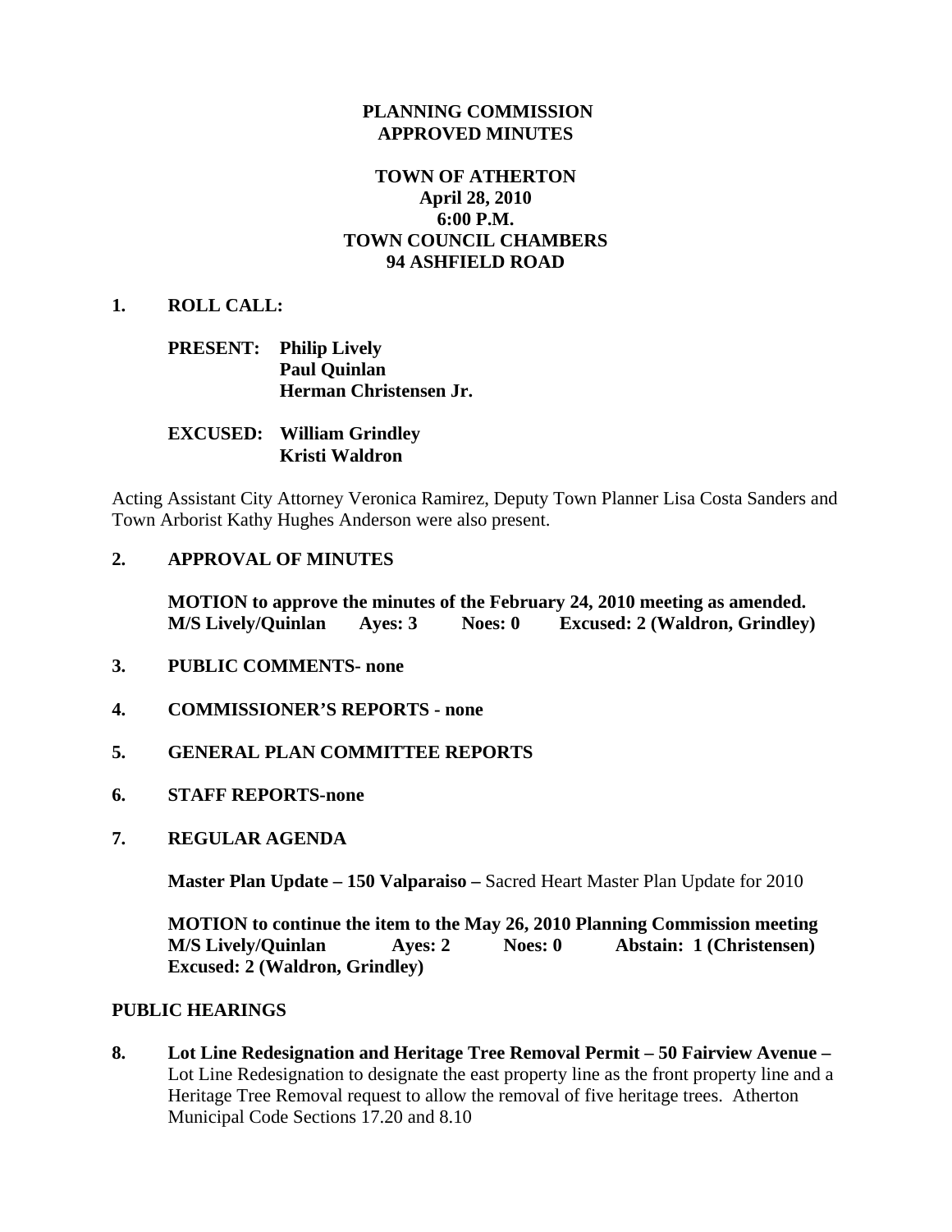**PLANNING COMMISSION**
**APPROVED MINUTES**

**TOWN OF ATHERTON**
**April 28, 2010**
**6:00 P.M.**
**TOWN COUNCIL CHAMBERS**
**94 ASHFIELD ROAD**

**1. ROLL CALL:**

**PRESENT:** **Philip Lively**
**Paul Quinlan**
**Herman Christensen Jr.**

**EXCUSED:** **William Grindley**
**Kristi Waldron**

Acting Assistant City Attorney Veronica Ramirez, Deputy Town Planner Lisa Costa Sanders and Town Arborist Kathy Hughes Anderson were also present.

**2. APPROVAL OF MINUTES**

**MOTION to approve the minutes of the February 24, 2010 meeting as amended.**
**M/S Lively/Quinlan Ayes: 3 Noes: 0 Excused: 2 (Waldron, Grindley)**

**3. PUBLIC COMMENTS- none**

**4. COMMISSIONER'S REPORTS - none**

**5. GENERAL PLAN COMMITTEE REPORTS**

**6. STAFF REPORTS-none**

**7. REGULAR AGENDA**

**Master Plan Update – 150 Valparaiso –** Sacred Heart Master Plan Update for 2010

**MOTION to continue the item to the May 26, 2010 Planning Commission meeting**
**M/S Lively/Quinlan Ayes: 2 Noes: 0 Abstain: 1 (Christensen)**
**Excused: 2 (Waldron, Grindley)**

**PUBLIC HEARINGS**

**8. Lot Line Redesignation and Heritage Tree Removal Permit – 50 Fairview Avenue –** Lot Line Redesignation to designate the east property line as the front property line and a Heritage Tree Removal request to allow the removal of five heritage trees. Atherton Municipal Code Sections 17.20 and 8.10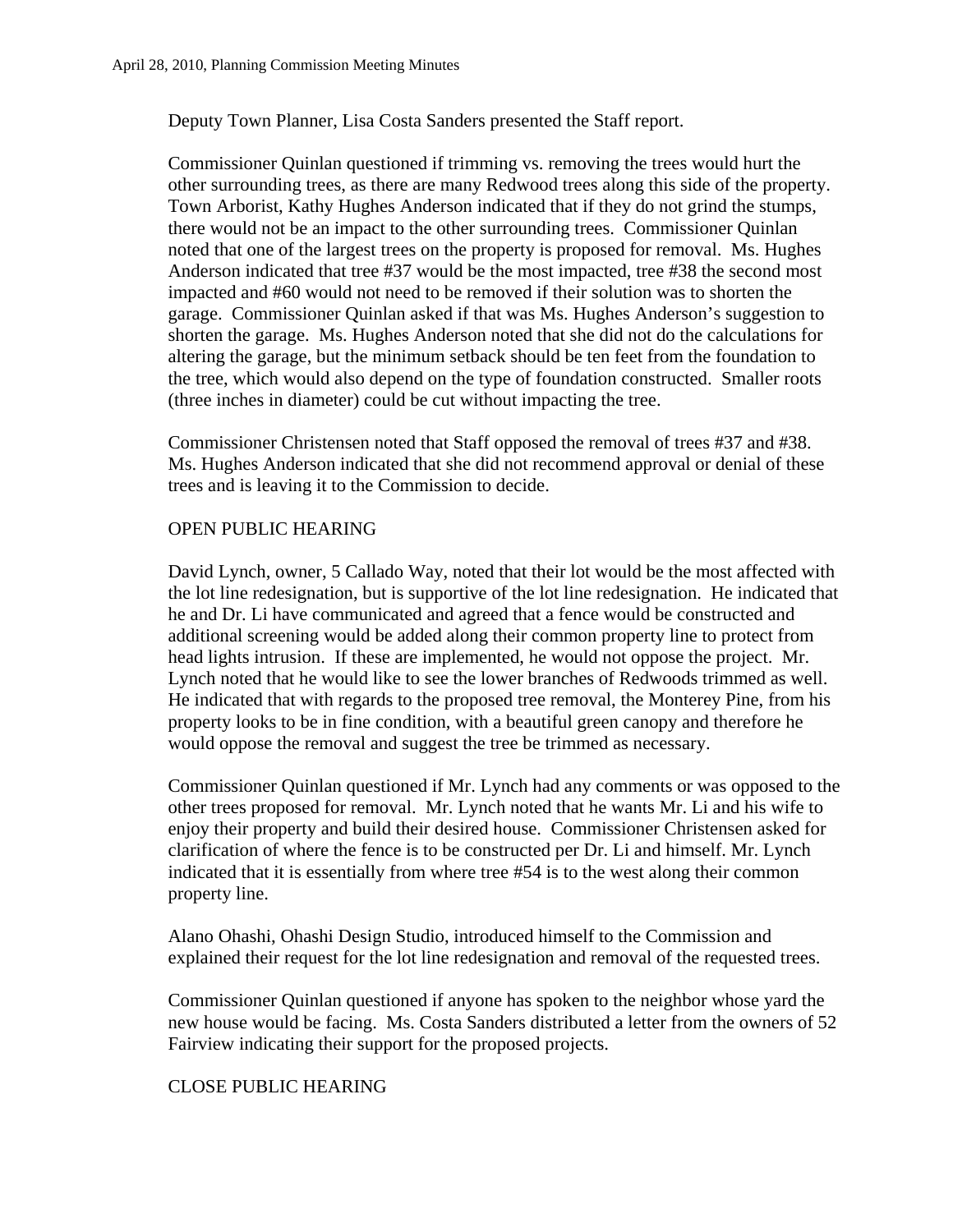Deputy Town Planner, Lisa Costa Sanders presented the Staff report.

Commissioner Quinlan questioned if trimming vs. removing the trees would hurt the other surrounding trees, as there are many Redwood trees along this side of the property. Town Arborist, Kathy Hughes Anderson indicated that if they do not grind the stumps, there would not be an impact to the other surrounding trees. Commissioner Quinlan noted that one of the largest trees on the property is proposed for removal. Ms. Hughes Anderson indicated that tree #37 would be the most impacted, tree #38 the second most impacted and #60 would not need to be removed if their solution was to shorten the garage. Commissioner Quinlan asked if that was Ms. Hughes Anderson's suggestion to shorten the garage. Ms. Hughes Anderson noted that she did not do the calculations for altering the garage, but the minimum setback should be ten feet from the foundation to the tree, which would also depend on the type of foundation constructed. Smaller roots (three inches in diameter) could be cut without impacting the tree.

Commissioner Christensen noted that Staff opposed the removal of trees #37 and #38. Ms. Hughes Anderson indicated that she did not recommend approval or denial of these trees and is leaving it to the Commission to decide.

OPEN PUBLIC HEARING

David Lynch, owner, 5 Callado Way, noted that their lot would be the most affected with the lot line redesignation, but is supportive of the lot line redesignation. He indicated that he and Dr. Li have communicated and agreed that a fence would be constructed and additional screening would be added along their common property line to protect from head lights intrusion. If these are implemented, he would not oppose the project. Mr. Lynch noted that he would like to see the lower branches of Redwoods trimmed as well. He indicated that with regards to the proposed tree removal, the Monterey Pine, from his property looks to be in fine condition, with a beautiful green canopy and therefore he would oppose the removal and suggest the tree be trimmed as necessary.

Commissioner Quinlan questioned if Mr. Lynch had any comments or was opposed to the other trees proposed for removal. Mr. Lynch noted that he wants Mr. Li and his wife to enjoy their property and build their desired house. Commissioner Christensen asked for clarification of where the fence is to be constructed per Dr. Li and himself. Mr. Lynch indicated that it is essentially from where tree #54 is to the west along their common property line.

Alano Ohashi, Ohashi Design Studio, introduced himself to the Commission and explained their request for the lot line redesignation and removal of the requested trees.

Commissioner Quinlan questioned if anyone has spoken to the neighbor whose yard the new house would be facing. Ms. Costa Sanders distributed a letter from the owners of 52 Fairview indicating their support for the proposed projects.

CLOSE PUBLIC HEARING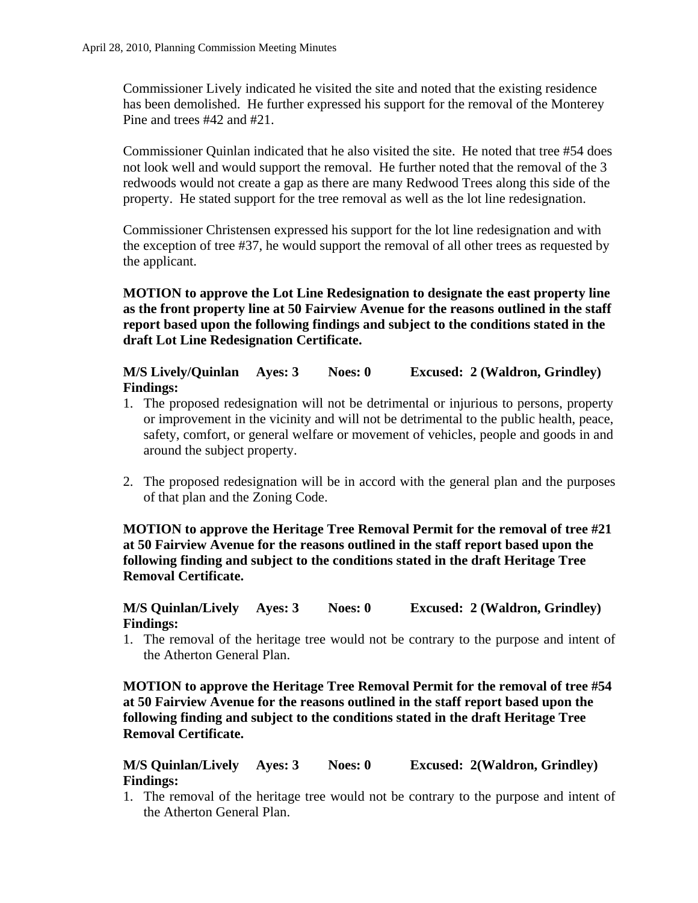Commissioner Lively indicated he visited the site and noted that the existing residence has been demolished. He further expressed his support for the removal of the Monterey Pine and trees #42 and #21.

Commissioner Quinlan indicated that he also visited the site. He noted that tree #54 does not look well and would support the removal. He further noted that the removal of the 3 redwoods would not create a gap as there are many Redwood Trees along this side of the property. He stated support for the tree removal as well as the lot line redesignation.

Commissioner Christensen expressed his support for the lot line redesignation and with the exception of tree #37, he would support the removal of all other trees as requested by the applicant.

**MOTION to approve the Lot Line Redesignation to designate the east property line as the front property line at 50 Fairview Avenue for the reasons outlined in the staff report based upon the following findings and subject to the conditions stated in the draft Lot Line Redesignation Certificate.**

**M/S Lively/Quinlan Ayes: 3 Noes: 0 Excused: 2 (Waldron, Grindley)**
**Findings:**

1. The proposed redesignation will not be detrimental or injurious to persons, property or improvement in the vicinity and will not be detrimental to the public health, peace, safety, comfort, or general welfare or movement of vehicles, people and goods in and around the subject property.

2. The proposed redesignation will be in accord with the general plan and the purposes of that plan and the Zoning Code.

**MOTION to approve the Heritage Tree Removal Permit for the removal of tree #21 at 50 Fairview Avenue for the reasons outlined in the staff report based upon the following finding and subject to the conditions stated in the draft Heritage Tree Removal Certificate.**

**M/S Quinlan/Lively Ayes: 3 Noes: 0 Excused: 2 (Waldron, Grindley)**
**Findings:**

1. The removal of the heritage tree would not be contrary to the purpose and intent of the Atherton General Plan.

**MOTION to approve the Heritage Tree Removal Permit for the removal of tree #54 at 50 Fairview Avenue for the reasons outlined in the staff report based upon the following finding and subject to the conditions stated in the draft Heritage Tree Removal Certificate.**

**M/S Quinlan/Lively Ayes: 3 Noes: 0 Excused: 2(Waldron, Grindley)**
**Findings:**

1. The removal of the heritage tree would not be contrary to the purpose and intent of the Atherton General Plan.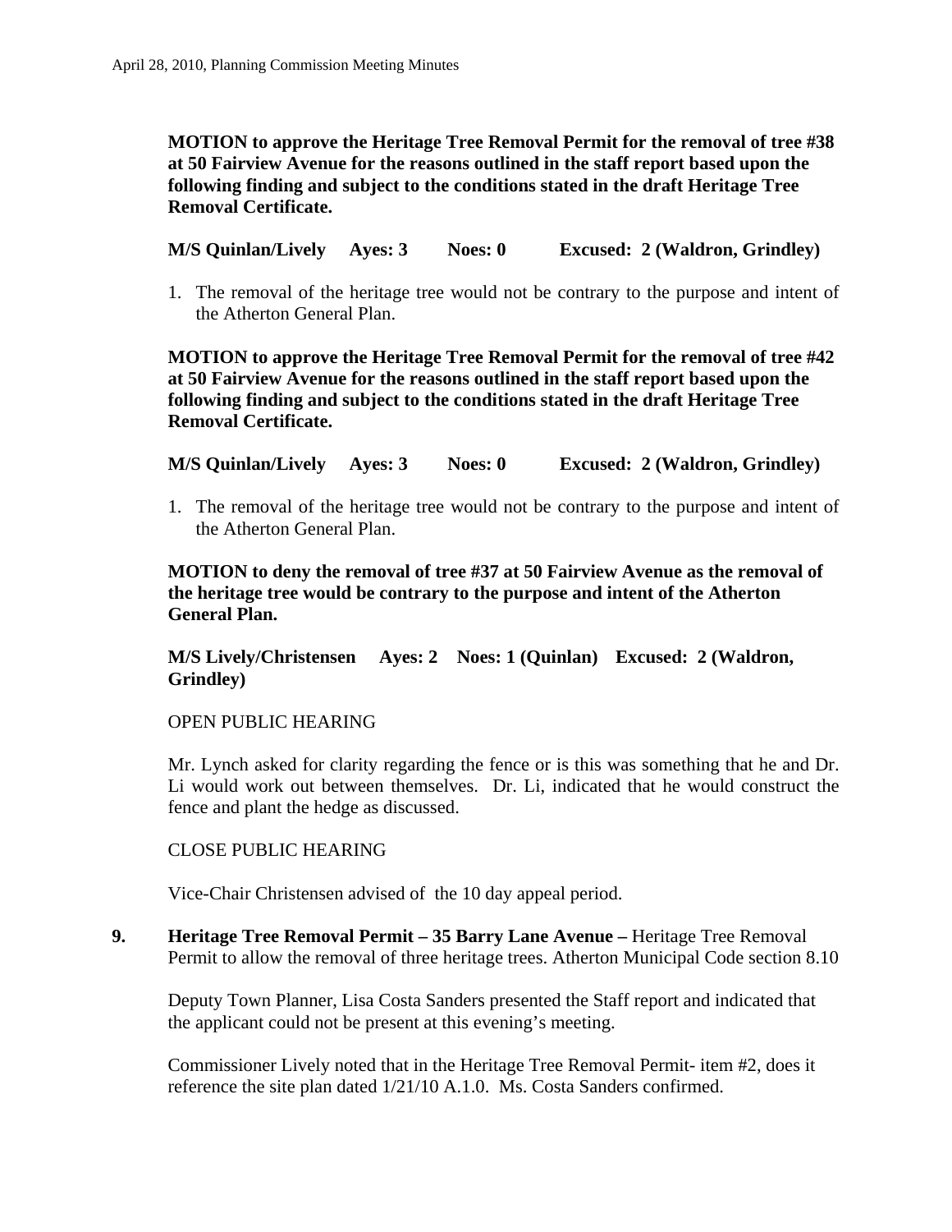**MOTION to approve the Heritage Tree Removal Permit for the removal of tree #38 at 50 Fairview Avenue for the reasons outlined in the staff report based upon the following finding and subject to the conditions stated in the draft Heritage Tree Removal Certificate.**

**M/S Quinlan/Lively Ayes: 3 Noes: 0 Excused: 2 (Waldron, Grindley)**

1. The removal of the heritage tree would not be contrary to the purpose and intent of the Atherton General Plan.

**MOTION to approve the Heritage Tree Removal Permit for the removal of tree #42 at 50 Fairview Avenue for the reasons outlined in the staff report based upon the following finding and subject to the conditions stated in the draft Heritage Tree Removal Certificate.**

**M/S Quinlan/Lively Ayes: 3 Noes: 0 Excused: 2 (Waldron, Grindley)**

1. The removal of the heritage tree would not be contrary to the purpose and intent of the Atherton General Plan.

**MOTION to deny the removal of tree #37 at 50 Fairview Avenue as the removal of the heritage tree would be contrary to the purpose and intent of the Atherton General Plan.**

**M/S Lively/Christensen Ayes: 2 Noes: 1 (Quinlan) Excused: 2 (Waldron, Grindley)**

OPEN PUBLIC HEARING

Mr. Lynch asked for clarity regarding the fence or is this was something that he and Dr. Li would work out between themselves. Dr. Li, indicated that he would construct the fence and plant the hedge as discussed.

CLOSE PUBLIC HEARING

Vice-Chair Christensen advised of the 10 day appeal period.

**9. Heritage Tree Removal Permit – 35 Barry Lane Avenue –** Heritage Tree Removal Permit to allow the removal of three heritage trees. Atherton Municipal Code section 8.10

Deputy Town Planner, Lisa Costa Sanders presented the Staff report and indicated that the applicant could not be present at this evening's meeting.

Commissioner Lively noted that in the Heritage Tree Removal Permit- item #2, does it reference the site plan dated 1/21/10 A.1.0. Ms. Costa Sanders confirmed.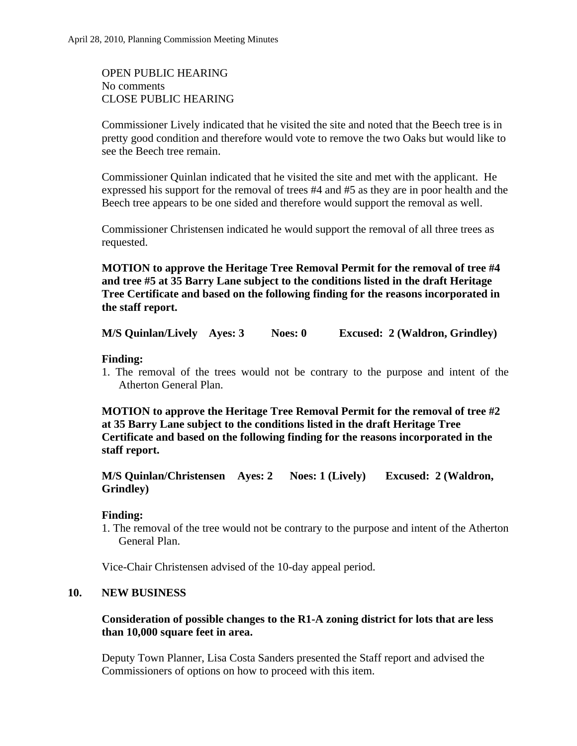OPEN PUBLIC HEARING
No comments
CLOSE PUBLIC HEARING

Commissioner Lively indicated that he visited the site and noted that the Beech tree is in pretty good condition and therefore would vote to remove the two Oaks but would like to see the Beech tree remain.

Commissioner Quinlan indicated that he visited the site and met with the applicant. He expressed his support for the removal of trees #4 and #5 as they are in poor health and the Beech tree appears to be one sided and therefore would support the removal as well.

Commissioner Christensen indicated he would support the removal of all three trees as requested.

**MOTION to approve the Heritage Tree Removal Permit for the removal of tree #4 and tree #5 at 35 Barry Lane subject to the conditions listed in the draft Heritage Tree Certificate and based on the following finding for the reasons incorporated in the staff report.**

**M/S Quinlan/Lively Ayes: 3 Noes: 0 Excused: 2 (Waldron, Grindley)**

**Finding:**

1. The removal of the trees would not be contrary to the purpose and intent of the Atherton General Plan.

**MOTION to approve the Heritage Tree Removal Permit for the removal of tree #2 at 35 Barry Lane subject to the conditions listed in the draft Heritage Tree Certificate and based on the following finding for the reasons incorporated in the staff report.**

**M/S Quinlan/Christensen Ayes: 2 Noes: 1 (Lively) Excused: 2 (Waldron, Grindley)**

**Finding:**

1. The removal of the tree would not be contrary to the purpose and intent of the Atherton General Plan.

Vice-Chair Christensen advised of the 10-day appeal period.

## 10. NEW BUSINESS

**Consideration of possible changes to the R1-A zoning district for lots that are less than 10,000 square feet in area.**

Deputy Town Planner, Lisa Costa Sanders presented the Staff report and advised the Commissioners of options on how to proceed with this item.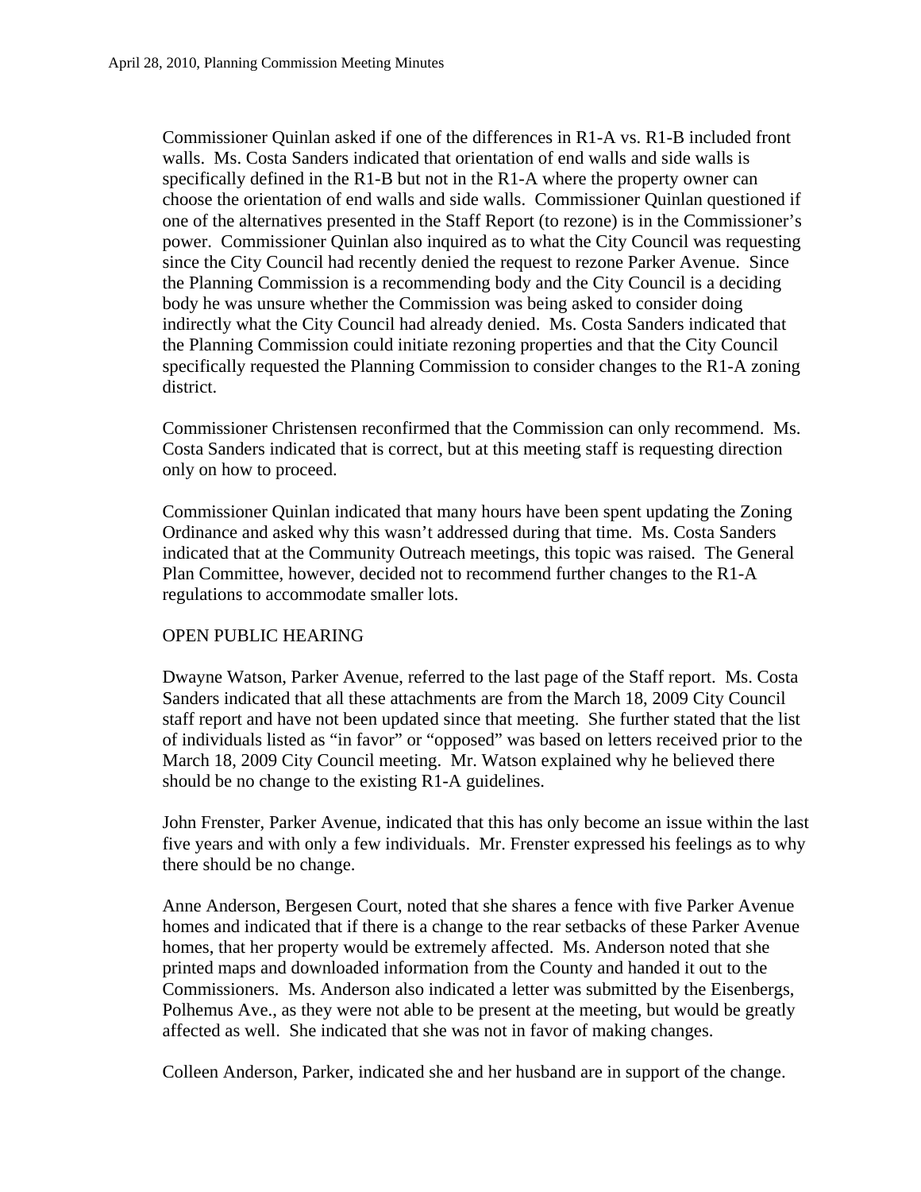Commissioner Quinlan asked if one of the differences in R1-A vs. R1-B included front walls. Ms. Costa Sanders indicated that orientation of end walls and side walls is specifically defined in the R1-B but not in the R1-A where the property owner can choose the orientation of end walls and side walls. Commissioner Quinlan questioned if one of the alternatives presented in the Staff Report (to rezone) is in the Commissioner's power. Commissioner Quinlan also inquired as to what the City Council was requesting since the City Council had recently denied the request to rezone Parker Avenue. Since the Planning Commission is a recommending body and the City Council is a deciding body he was unsure whether the Commission was being asked to consider doing indirectly what the City Council had already denied. Ms. Costa Sanders indicated that the Planning Commission could initiate rezoning properties and that the City Council specifically requested the Planning Commission to consider changes to the R1-A zoning district.

Commissioner Christensen reconfirmed that the Commission can only recommend. Ms. Costa Sanders indicated that is correct, but at this meeting staff is requesting direction only on how to proceed.

Commissioner Quinlan indicated that many hours have been spent updating the Zoning Ordinance and asked why this wasn't addressed during that time. Ms. Costa Sanders indicated that at the Community Outreach meetings, this topic was raised. The General Plan Committee, however, decided not to recommend further changes to the R1-A regulations to accommodate smaller lots.

OPEN PUBLIC HEARING

Dwayne Watson, Parker Avenue, referred to the last page of the Staff report. Ms. Costa Sanders indicated that all these attachments are from the March 18, 2009 City Council staff report and have not been updated since that meeting. She further stated that the list of individuals listed as "in favor" or "opposed" was based on letters received prior to the March 18, 2009 City Council meeting. Mr. Watson explained why he believed there should be no change to the existing R1-A guidelines.

John Frenster, Parker Avenue, indicated that this has only become an issue within the last five years and with only a few individuals. Mr. Frenster expressed his feelings as to why there should be no change.

Anne Anderson, Bergesen Court, noted that she shares a fence with five Parker Avenue homes and indicated that if there is a change to the rear setbacks of these Parker Avenue homes, that her property would be extremely affected. Ms. Anderson noted that she printed maps and downloaded information from the County and handed it out to the Commissioners. Ms. Anderson also indicated a letter was submitted by the Eisenbergs, Polhemus Ave., as they were not able to be present at the meeting, but would be greatly affected as well. She indicated that she was not in favor of making changes.

Colleen Anderson, Parker, indicated she and her husband are in support of the change.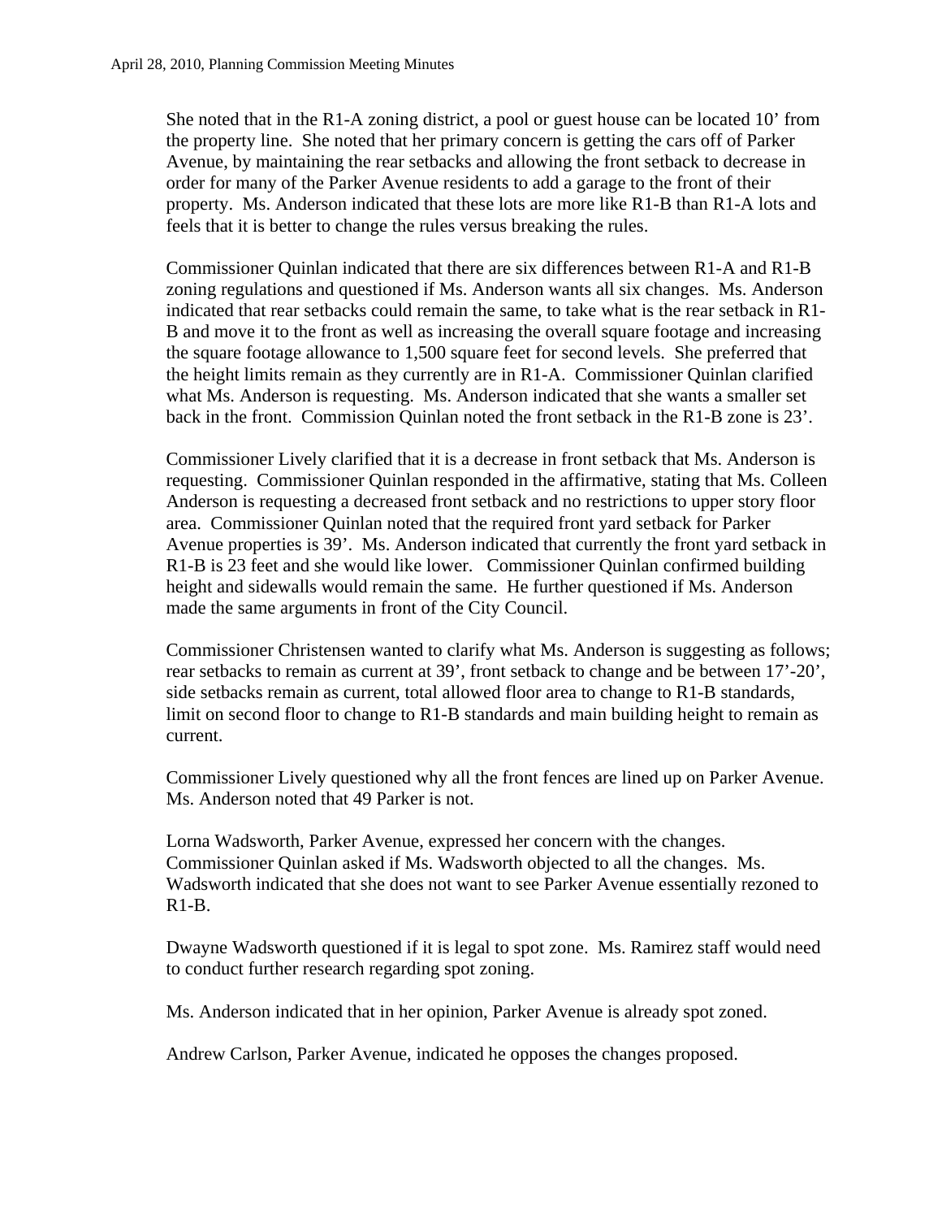She noted that in the R1-A zoning district, a pool or guest house can be located 10' from the property line. She noted that her primary concern is getting the cars off of Parker Avenue, by maintaining the rear setbacks and allowing the front setback to decrease in order for many of the Parker Avenue residents to add a garage to the front of their property. Ms. Anderson indicated that these lots are more like R1-B than R1-A lots and feels that it is better to change the rules versus breaking the rules.

Commissioner Quinlan indicated that there are six differences between R1-A and R1-B zoning regulations and questioned if Ms. Anderson wants all six changes. Ms. Anderson indicated that rear setbacks could remain the same, to take what is the rear setback in R1-B and move it to the front as well as increasing the overall square footage and increasing the square footage allowance to 1,500 square feet for second levels. She preferred that the height limits remain as they currently are in R1-A. Commissioner Quinlan clarified what Ms. Anderson is requesting. Ms. Anderson indicated that she wants a smaller set back in the front. Commission Quinlan noted the front setback in the R1-B zone is 23'.

Commissioner Lively clarified that it is a decrease in front setback that Ms. Anderson is requesting. Commissioner Quinlan responded in the affirmative, stating that Ms. Colleen Anderson is requesting a decreased front setback and no restrictions to upper story floor area. Commissioner Quinlan noted that the required front yard setback for Parker Avenue properties is 39'. Ms. Anderson indicated that currently the front yard setback in R1-B is 23 feet and she would like lower. Commissioner Quinlan confirmed building height and sidewalls would remain the same. He further questioned if Ms. Anderson made the same arguments in front of the City Council.

Commissioner Christensen wanted to clarify what Ms. Anderson is suggesting as follows; rear setbacks to remain as current at 39', front setback to change and be between 17'-20', side setbacks remain as current, total allowed floor area to change to R1-B standards, limit on second floor to change to R1-B standards and main building height to remain as current.

Commissioner Lively questioned why all the front fences are lined up on Parker Avenue. Ms. Anderson noted that 49 Parker is not.

Lorna Wadsworth, Parker Avenue, expressed her concern with the changes. Commissioner Quinlan asked if Ms. Wadsworth objected to all the changes. Ms. Wadsworth indicated that she does not want to see Parker Avenue essentially rezoned to R1-B.

Dwayne Wadsworth questioned if it is legal to spot zone. Ms. Ramirez staff would need to conduct further research regarding spot zoning.

Ms. Anderson indicated that in her opinion, Parker Avenue is already spot zoned.

Andrew Carlson, Parker Avenue, indicated he opposes the changes proposed.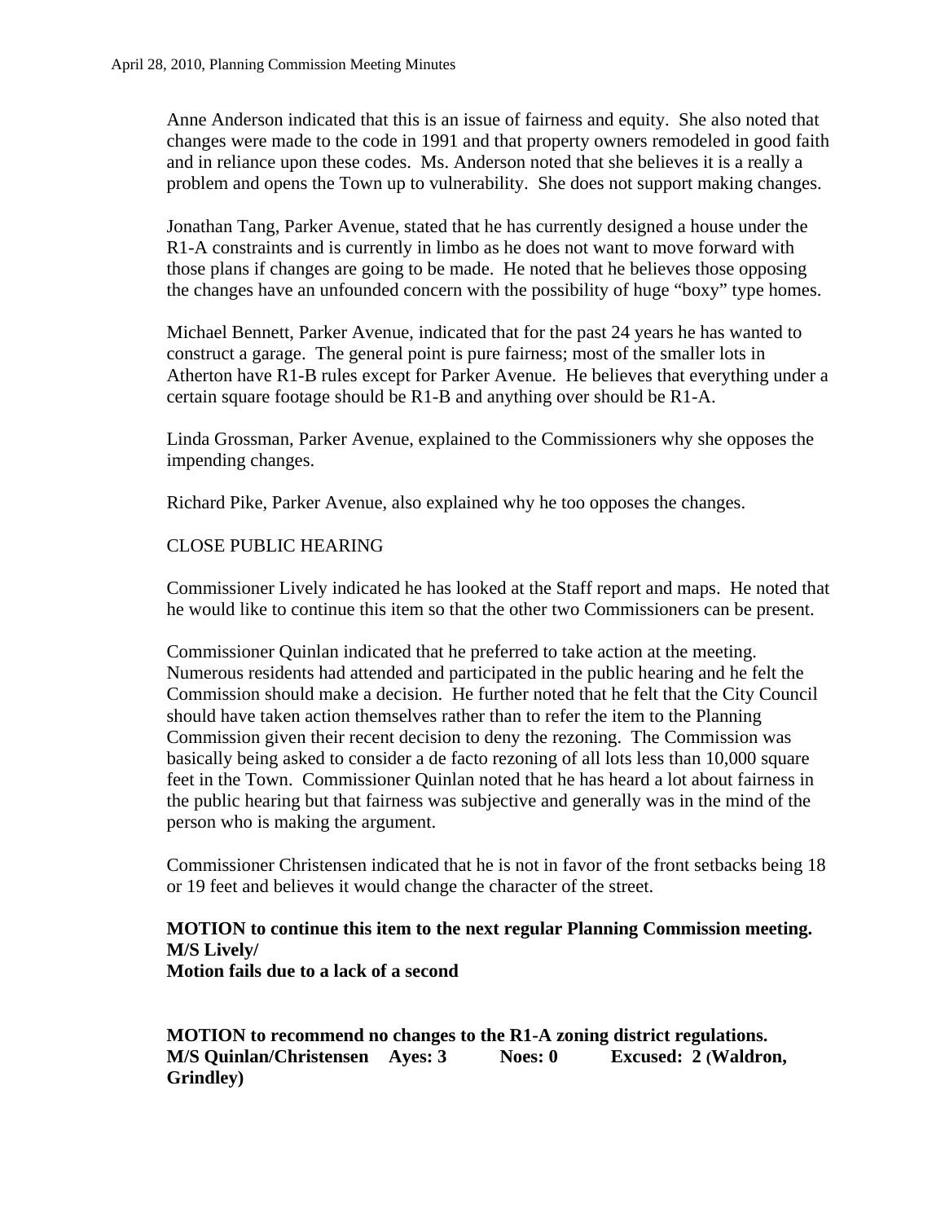Anne Anderson indicated that this is an issue of fairness and equity. She also noted that changes were made to the code in 1991 and that property owners remodeled in good faith and in reliance upon these codes. Ms. Anderson noted that she believes it is a really a problem and opens the Town up to vulnerability. She does not support making changes.

Jonathan Tang, Parker Avenue, stated that he has currently designed a house under the R1-A constraints and is currently in limbo as he does not want to move forward with those plans if changes are going to be made. He noted that he believes those opposing the changes have an unfounded concern with the possibility of huge "boxy" type homes.

Michael Bennett, Parker Avenue, indicated that for the past 24 years he has wanted to construct a garage. The general point is pure fairness; most of the smaller lots in Atherton have R1-B rules except for Parker Avenue. He believes that everything under a certain square footage should be R1-B and anything over should be R1-A.

Linda Grossman, Parker Avenue, explained to the Commissioners why she opposes the impending changes.

Richard Pike, Parker Avenue, also explained why he too opposes the changes.

CLOSE PUBLIC HEARING

Commissioner Lively indicated he has looked at the Staff report and maps. He noted that he would like to continue this item so that the other two Commissioners can be present.

Commissioner Quinlan indicated that he preferred to take action at the meeting. Numerous residents had attended and participated in the public hearing and he felt the Commission should make a decision. He further noted that he felt that the City Council should have taken action themselves rather than to refer the item to the Planning Commission given their recent decision to deny the rezoning. The Commission was basically being asked to consider a de facto rezoning of all lots less than 10,000 square feet in the Town. Commissioner Quinlan noted that he has heard a lot about fairness in the public hearing but that fairness was subjective and generally was in the mind of the person who is making the argument.

Commissioner Christensen indicated that he is not in favor of the front setbacks being 18 or 19 feet and believes it would change the character of the street.

**MOTION to continue this item to the next regular Planning Commission meeting.**
**M/S Lively/**
**Motion fails due to a lack of a second**

**MOTION to recommend no changes to the R1-A zoning district regulations.**
**M/S Quinlan/Christensen Ayes: 3 Noes: 0 Excused: 2 (Waldron, Grindley)**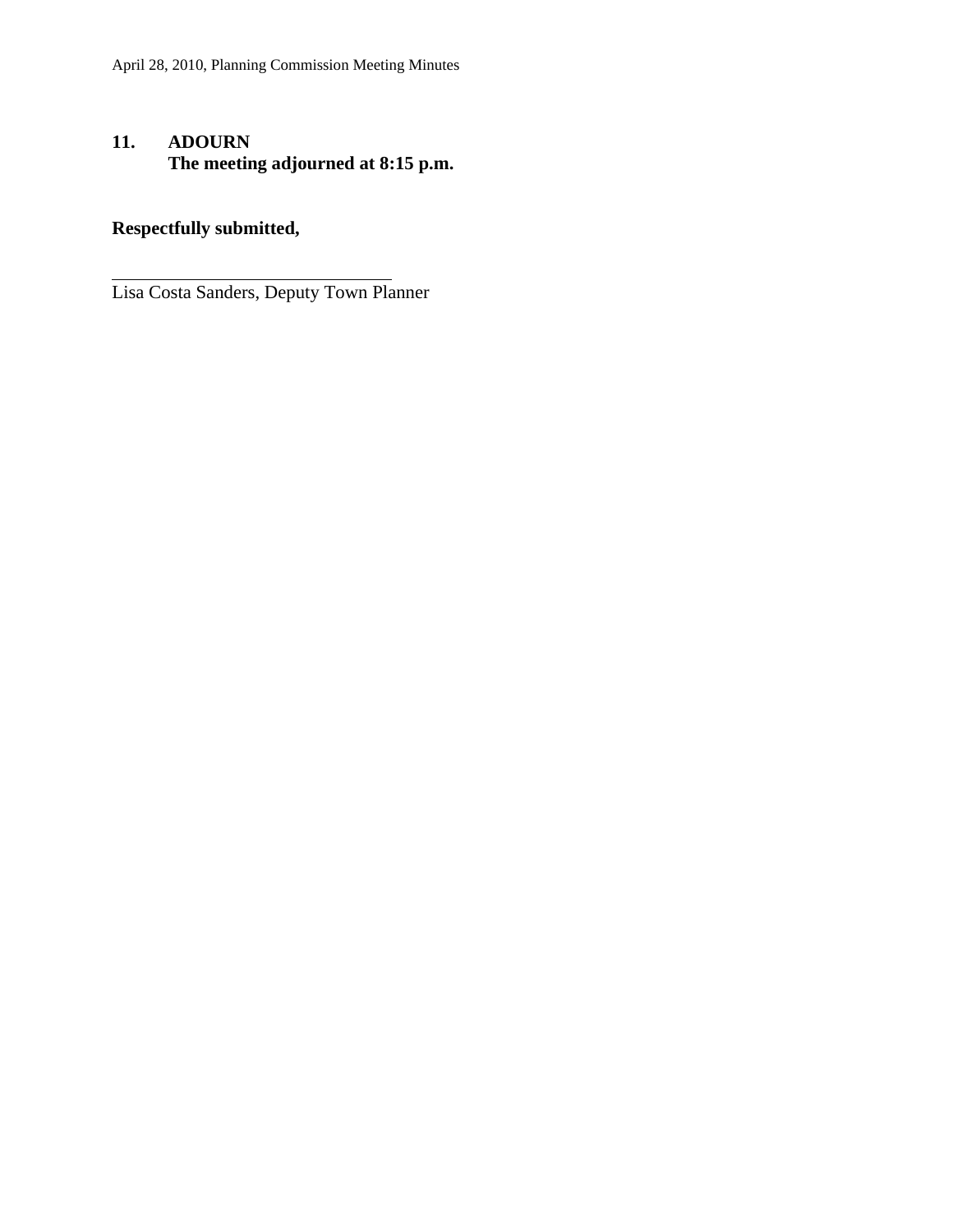**11. ADOURN**
**The meeting adjourned at 8:15 p.m.**

**Respectfully submitted,**

\_\_\_\_\_\_\_\_\_\_\_\_\_\_\_\_\_\_\_\_\_\_\_\_\_\_\_\_\_\_\_\_
Lisa Costa Sanders, Deputy Town Planner